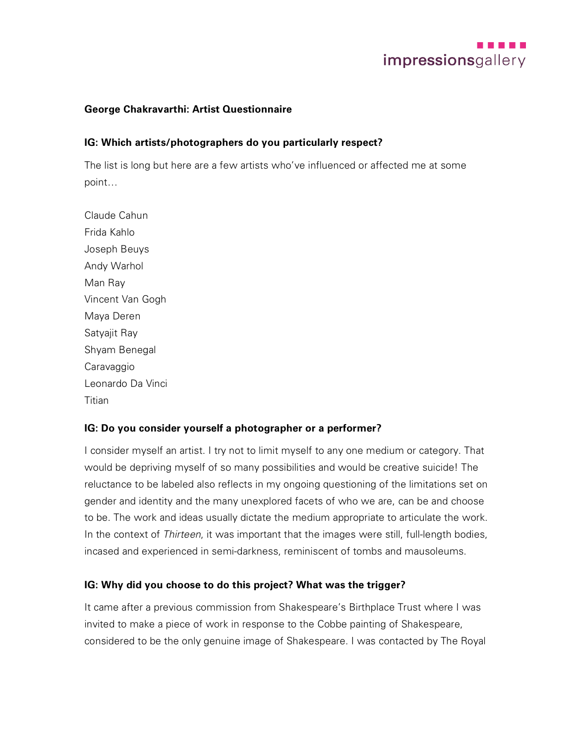**George Chakravarthi: Artist Questionnaire**

**IG: Which artists/photographers do you particularly respect?**

The list is long but here are a few artists who've influenced or affected me at some point…

Claude Cahun
Frida Kahlo
Joseph Beuys
Andy Warhol
Man Ray
Vincent Van Gogh
Maya Deren
Satyajit Ray
Shyam Benegal
Caravaggio
Leonardo Da Vinci
Titian

**IG: Do you consider yourself a photographer or a performer?**

I consider myself an artist. I try not to limit myself to any one medium or category. That would be depriving myself of so many possibilities and would be creative suicide! The reluctance to be labeled also reflects in my ongoing questioning of the limitations set on gender and identity and the many unexplored facets of who we are, can be and choose to be. The work and ideas usually dictate the medium appropriate to articulate the work. In the context of *Thirteen*, it was important that the images were still, full-length bodies, incased and experienced in semi-darkness, reminiscent of tombs and mausoleums.

**IG: Why did you choose to do this project? What was the trigger?**

It came after a previous commission from Shakespeare's Birthplace Trust where I was invited to make a piece of work in response to the Cobbe painting of Shakespeare, considered to be the only genuine image of Shakespeare. I was contacted by The Royal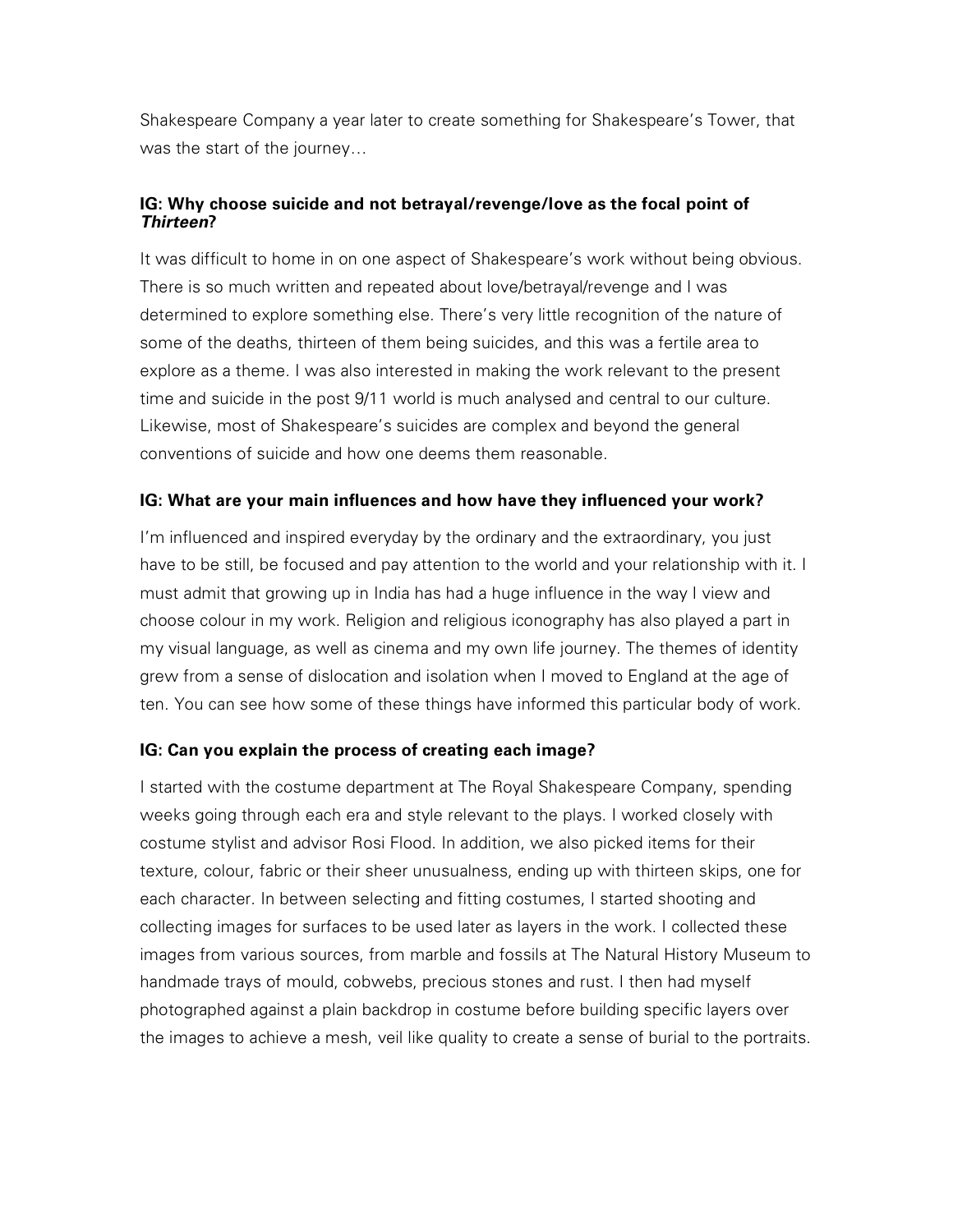Shakespeare Company a year later to create something for Shakespeare's Tower, that was the start of the journey…

**IG: Why choose suicide and not betrayal/revenge/love as the focal point of *Thirteen*?**

It was difficult to home in on one aspect of Shakespeare's work without being obvious. There is so much written and repeated about love/betrayal/revenge and I was determined to explore something else. There's very little recognition of the nature of some of the deaths, thirteen of them being suicides, and this was a fertile area to explore as a theme. I was also interested in making the work relevant to the present time and suicide in the post 9/11 world is much analysed and central to our culture. Likewise, most of Shakespeare's suicides are complex and beyond the general conventions of suicide and how one deems them reasonable.

**IG: What are your main influences and how have they influenced your work?**

I'm influenced and inspired everyday by the ordinary and the extraordinary, you just have to be still, be focused and pay attention to the world and your relationship with it. I must admit that growing up in India has had a huge influence in the way I view and choose colour in my work. Religion and religious iconography has also played a part in my visual language, as well as cinema and my own life journey. The themes of identity grew from a sense of dislocation and isolation when I moved to England at the age of ten. You can see how some of these things have informed this particular body of work.

**IG: Can you explain the process of creating each image?**

I started with the costume department at The Royal Shakespeare Company, spending weeks going through each era and style relevant to the plays. I worked closely with costume stylist and advisor Rosi Flood. In addition, we also picked items for their texture, colour, fabric or their sheer unusualness, ending up with thirteen skips, one for each character. In between selecting and fitting costumes, I started shooting and collecting images for surfaces to be used later as layers in the work. I collected these images from various sources, from marble and fossils at The Natural History Museum to handmade trays of mould, cobwebs, precious stones and rust. I then had myself photographed against a plain backdrop in costume before building specific layers over the images to achieve a mesh, veil like quality to create a sense of burial to the portraits.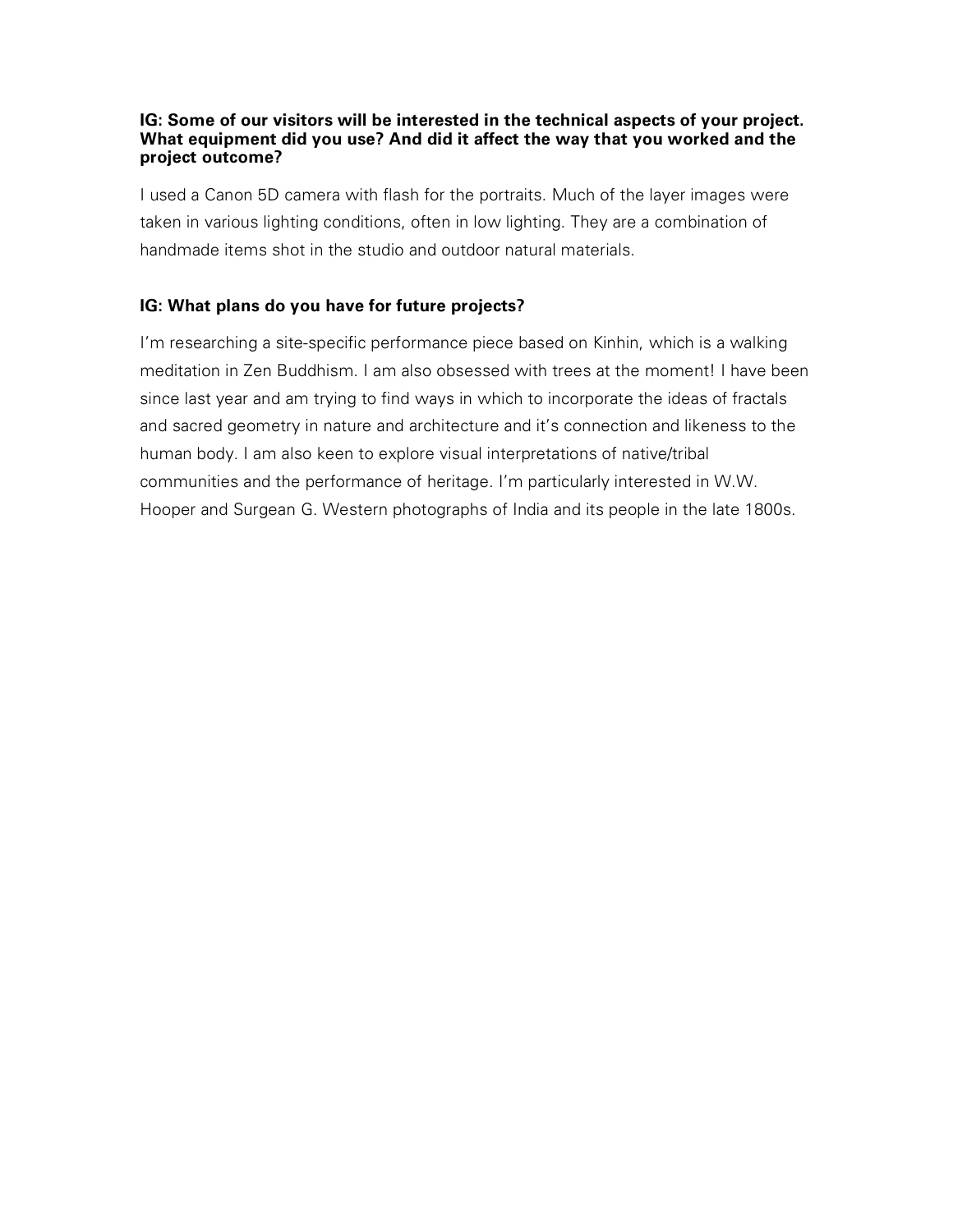**IG: Some of our visitors will be interested in the technical aspects of your project. What equipment did you use? And did it affect the way that you worked and the project outcome?**

I used a Canon 5D camera with flash for the portraits. Much of the layer images were taken in various lighting conditions, often in low lighting. They are a combination of handmade items shot in the studio and outdoor natural materials.

**IG: What plans do you have for future projects?**

I'm researching a site-specific performance piece based on Kinhin, which is a walking meditation in Zen Buddhism. I am also obsessed with trees at the moment! I have been since last year and am trying to find ways in which to incorporate the ideas of fractals and sacred geometry in nature and architecture and it's connection and likeness to the human body. I am also keen to explore visual interpretations of native/tribal communities and the performance of heritage. I'm particularly interested in W.W. Hooper and Surgean G. Western photographs of India and its people in the late 1800s.